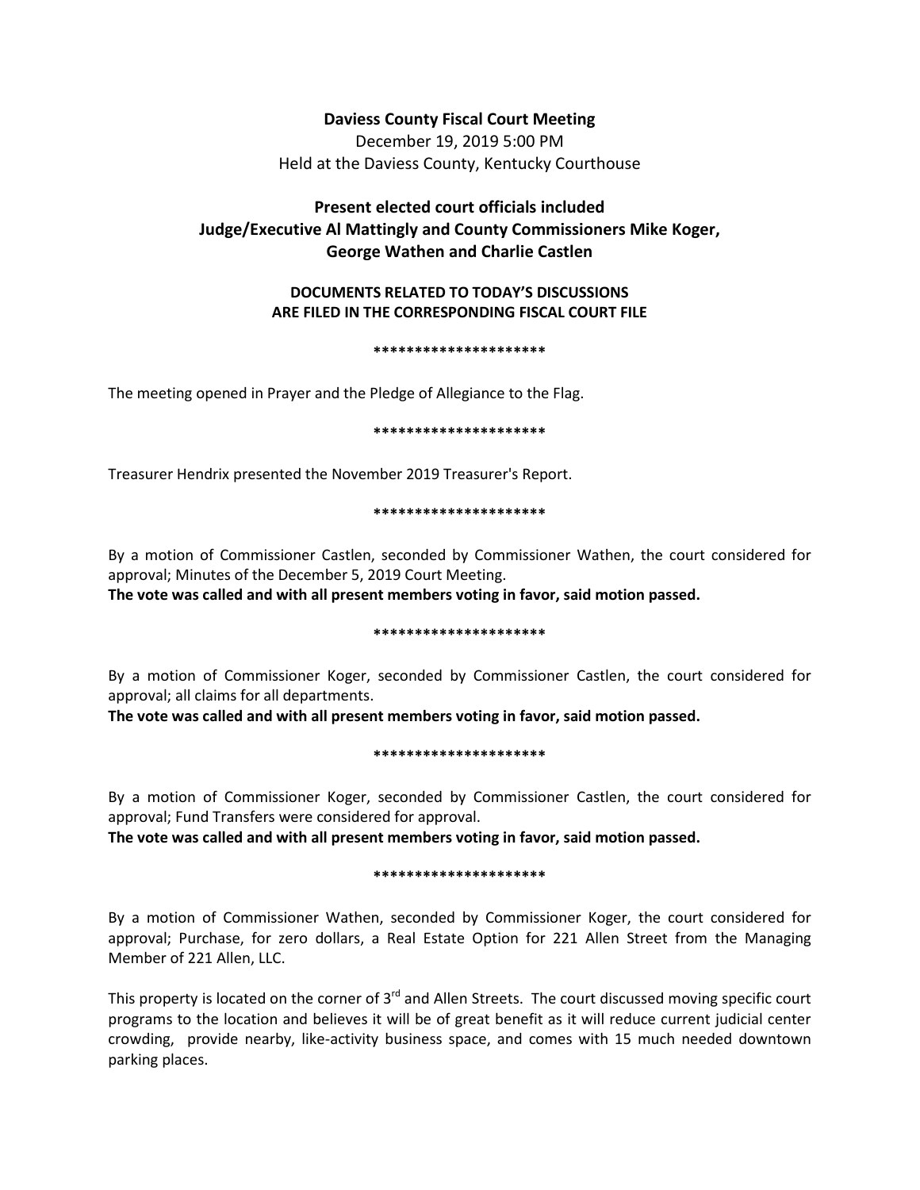**Daviess County Fiscal Court Meeting**

December 19, 2019 5:00 PM

Held at the Daviess County, Kentucky Courthouse

**Present elected court officials included Judge/Executive Al Mattingly and County Commissioners Mike Koger, George Wathen and Charlie Castlen**

**DOCUMENTS RELATED TO TODAY'S DISCUSSIONS ARE FILED IN THE CORRESPONDING FISCAL COURT FILE**

**\*\*\*\*\*\*\*\*\*\*\*\*\*\*\*\*\*\*\*\*\***

The meeting opened in Prayer and the Pledge of Allegiance to the Flag.

**\*\*\*\*\*\*\*\*\*\*\*\*\*\*\*\*\*\*\*\*\***

Treasurer Hendrix presented the November 2019 Treasurer's Report.

**\*\*\*\*\*\*\*\*\*\*\*\*\*\*\*\*\*\*\*\*\***

By a motion of Commissioner Castlen, seconded by Commissioner Wathen, the court considered for approval; Minutes of the December 5, 2019 Court Meeting.

**The vote was called and with all present members voting in favor, said motion passed.**

**\*\*\*\*\*\*\*\*\*\*\*\*\*\*\*\*\*\*\*\*\***

By a motion of Commissioner Koger, seconded by Commissioner Castlen, the court considered for approval; all claims for all departments.

**The vote was called and with all present members voting in favor, said motion passed.**

**\*\*\*\*\*\*\*\*\*\*\*\*\*\*\*\*\*\*\*\*\***

By a motion of Commissioner Koger, seconded by Commissioner Castlen, the court considered for approval; Fund Transfers were considered for approval.

**The vote was called and with all present members voting in favor, said motion passed.**

**\*\*\*\*\*\*\*\*\*\*\*\*\*\*\*\*\*\*\*\*\***

By a motion of Commissioner Wathen, seconded by Commissioner Koger, the court considered for approval; Purchase, for zero dollars, a Real Estate Option for 221 Allen Street from the Managing Member of 221 Allen, LLC.

This property is located on the corner of 3rd and Allen Streets. The court discussed moving specific court programs to the location and believes it will be of great benefit as it will reduce current judicial center crowding, provide nearby, like-activity business space, and comes with 15 much needed downtown parking places.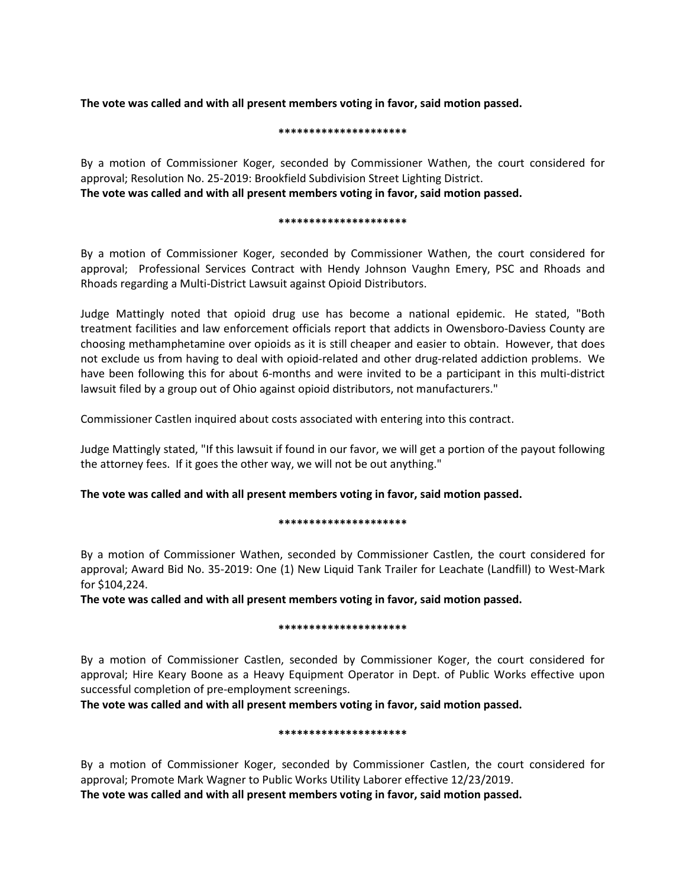**The vote was called and with all present members voting in favor, said motion passed.**

*********************

By a motion of Commissioner Koger, seconded by Commissioner Wathen, the court considered for approval; Resolution No. 25-2019: Brookfield Subdivision Street Lighting District.
**The vote was called and with all present members voting in favor, said motion passed.**

*********************

By a motion of Commissioner Koger, seconded by Commissioner Wathen, the court considered for approval; Professional Services Contract with Hendy Johnson Vaughn Emery, PSC and Rhoads and Rhoads regarding a Multi-District Lawsuit against Opioid Distributors.

Judge Mattingly noted that opioid drug use has become a national epidemic. He stated, "Both treatment facilities and law enforcement officials report that addicts in Owensboro-Daviess County are choosing methamphetamine over opioids as it is still cheaper and easier to obtain. However, that does not exclude us from having to deal with opioid-related and other drug-related addiction problems. We have been following this for about 6-months and were invited to be a participant in this multi-district lawsuit filed by a group out of Ohio against opioid distributors, not manufacturers."

Commissioner Castlen inquired about costs associated with entering into this contract.

Judge Mattingly stated, "If this lawsuit if found in our favor, we will get a portion of the payout following the attorney fees. If it goes the other way, we will not be out anything."

**The vote was called and with all present members voting in favor, said motion passed.**

*********************

By a motion of Commissioner Wathen, seconded by Commissioner Castlen, the court considered for approval; Award Bid No. 35-2019: One (1) New Liquid Tank Trailer for Leachate (Landfill) to West-Mark for $104,224.
**The vote was called and with all present members voting in favor, said motion passed.**

*********************

By a motion of Commissioner Castlen, seconded by Commissioner Koger, the court considered for approval; Hire Keary Boone as a Heavy Equipment Operator in Dept. of Public Works effective upon successful completion of pre-employment screenings.
**The vote was called and with all present members voting in favor, said motion passed.**

*********************

By a motion of Commissioner Koger, seconded by Commissioner Castlen, the court considered for approval; Promote Mark Wagner to Public Works Utility Laborer effective 12/23/2019.
**The vote was called and with all present members voting in favor, said motion passed.**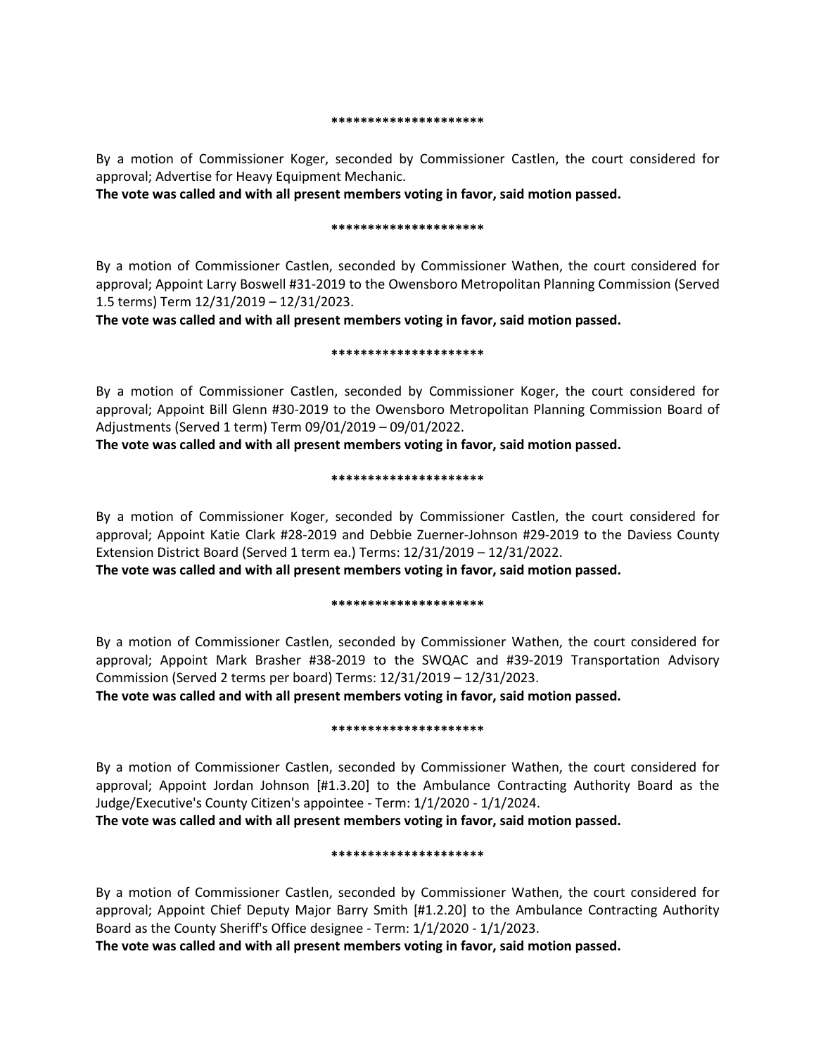*********************

By a motion of Commissioner Koger, seconded by Commissioner Castlen, the court considered for approval; Advertise for Heavy Equipment Mechanic.

**The vote was called and with all present members voting in favor, said motion passed.**

*********************

By a motion of Commissioner Castlen, seconded by Commissioner Wathen, the court considered for approval; Appoint Larry Boswell #31-2019 to the Owensboro Metropolitan Planning Commission (Served 1.5 terms) Term 12/31/2019 – 12/31/2023.

**The vote was called and with all present members voting in favor, said motion passed.**

*********************

By a motion of Commissioner Castlen, seconded by Commissioner Koger, the court considered for approval; Appoint Bill Glenn #30-2019 to the Owensboro Metropolitan Planning Commission Board of Adjustments (Served 1 term) Term 09/01/2019 – 09/01/2022.

**The vote was called and with all present members voting in favor, said motion passed.**

*********************

By a motion of Commissioner Koger, seconded by Commissioner Castlen, the court considered for approval; Appoint Katie Clark #28-2019 and Debbie Zuerner-Johnson #29-2019 to the Daviess County Extension District Board (Served 1 term ea.) Terms: 12/31/2019 – 12/31/2022.

**The vote was called and with all present members voting in favor, said motion passed.**

*********************

By a motion of Commissioner Castlen, seconded by Commissioner Wathen, the court considered for approval; Appoint Mark Brasher #38-2019 to the SWQAC and #39-2019 Transportation Advisory Commission (Served 2 terms per board) Terms: 12/31/2019 – 12/31/2023.

**The vote was called and with all present members voting in favor, said motion passed.**

*********************

By a motion of Commissioner Castlen, seconded by Commissioner Wathen, the court considered for approval; Appoint Jordan Johnson [#1.3.20] to the Ambulance Contracting Authority Board as the Judge/Executive's County Citizen's appointee - Term: 1/1/2020 - 1/1/2024.

**The vote was called and with all present members voting in favor, said motion passed.**

*********************

By a motion of Commissioner Castlen, seconded by Commissioner Wathen, the court considered for approval; Appoint Chief Deputy Major Barry Smith [#1.2.20] to the Ambulance Contracting Authority Board as the County Sheriff's Office designee - Term: 1/1/2020 - 1/1/2023.

**The vote was called and with all present members voting in favor, said motion passed.**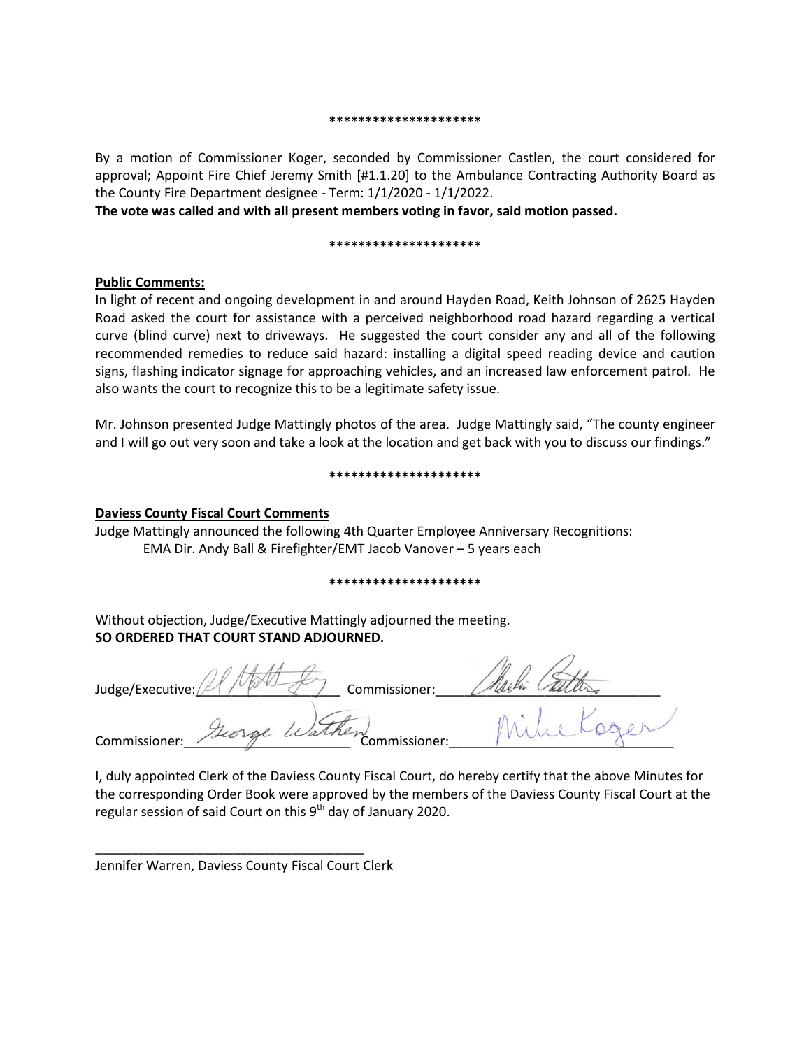*********************

By a motion of Commissioner Koger, seconded by Commissioner Castlen, the court considered for approval; Appoint Fire Chief Jeremy Smith [#1.1.20] to the Ambulance Contracting Authority Board as the County Fire Department designee - Term: 1/1/2020 - 1/1/2022.

**The vote was called and with all present members voting in favor, said motion passed.**

*********************

**Public Comments:**

In light of recent and ongoing development in and around Hayden Road, Keith Johnson of 2625 Hayden Road asked the court for assistance with a perceived neighborhood road hazard regarding a vertical curve (blind curve) next to driveways. He suggested the court consider any and all of the following recommended remedies to reduce said hazard: installing a digital speed reading device and caution signs, flashing indicator signage for approaching vehicles, and an increased law enforcement patrol. He also wants the court to recognize this to be a legitimate safety issue.

Mr. Johnson presented Judge Mattingly photos of the area. Judge Mattingly said, "The county engineer and I will go out very soon and take a look at the location and get back with you to discuss our findings."

*********************

**Daviess County Fiscal Court Comments**

Judge Mattingly announced the following 4th Quarter Employee Anniversary Recognitions:

EMA Dir. Andy Ball & Firefighter/EMT Jacob Vanover – 5 years each

*********************

Without objection, Judge/Executive Mattingly adjourned the meeting.

**SO ORDERED THAT COURT STAND ADJOURNED.**

Judge/Executive:\_\_\_\_\_\_\_\_\_\_\_\_\_\_\_\_ Commissioner:\_\_\_\_\_\_\_\_\_\_\_\_\_\_\_\_

Commissioner:\_\_\_\_\_\_\_\_\_\_\_\_\_\_\_\_ Commissioner:\_\_\_\_\_\_\_\_\_\_\_\_\_\_\_\_

I, duly appointed Clerk of the Daviess County Fiscal Court, do hereby certify that the above Minutes for the corresponding Order Book were approved by the members of the Daviess County Fiscal Court at the regular session of said Court on this 9th day of January 2020.

\_\_\_\_\_\_\_\_\_\_\_\_\_\_\_\_\_\_\_\_\_\_\_\_\_\_\_\_\_\_\_\_\_\_\_\_

Jennifer Warren, Daviess County Fiscal Court Clerk